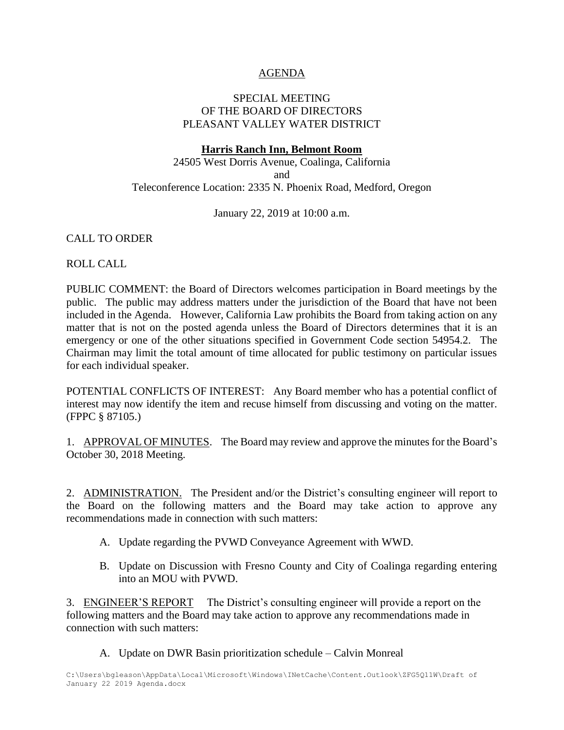# AGENDA

## SPECIAL MEETING
## OF THE BOARD OF DIRECTORS
## PLEASANT VALLEY WATER DISTRICT

**Harris Ranch Inn, Belmont Room**
24505 West Dorris Avenue, Coalinga, California
and
Teleconference Location: 2335 N. Phoenix Road, Medford, Oregon

January 22, 2019 at 10:00 a.m.

CALL TO ORDER

ROLL CALL

PUBLIC COMMENT: the Board of Directors welcomes participation in Board meetings by the public. The public may address matters under the jurisdiction of the Board that have not been included in the Agenda. However, California Law prohibits the Board from taking action on any matter that is not on the posted agenda unless the Board of Directors determines that it is an emergency or one of the other situations specified in Government Code section 54954.2. The Chairman may limit the total amount of time allocated for public testimony on particular issues for each individual speaker.

POTENTIAL CONFLICTS OF INTEREST: Any Board member who has a potential conflict of interest may now identify the item and recuse himself from discussing and voting on the matter. (FPPC § 87105.)

1. APPROVAL OF MINUTES. The Board may review and approve the minutes for the Board's October 30, 2018 Meeting.

2. ADMINISTRATION. The President and/or the District's consulting engineer will report to the Board on the following matters and the Board may take action to approve any recommendations made in connection with such matters:

   A. Update regarding the PVWD Conveyance Agreement with WWD.

   B. Update on Discussion with Fresno County and City of Coalinga regarding entering into an MOU with PVWD.

3. ENGINEER'S REPORT The District's consulting engineer will provide a report on the following matters and the Board may take action to approve any recommendations made in connection with such matters:

   A. Update on DWR Basin prioritization schedule – Calvin Monreal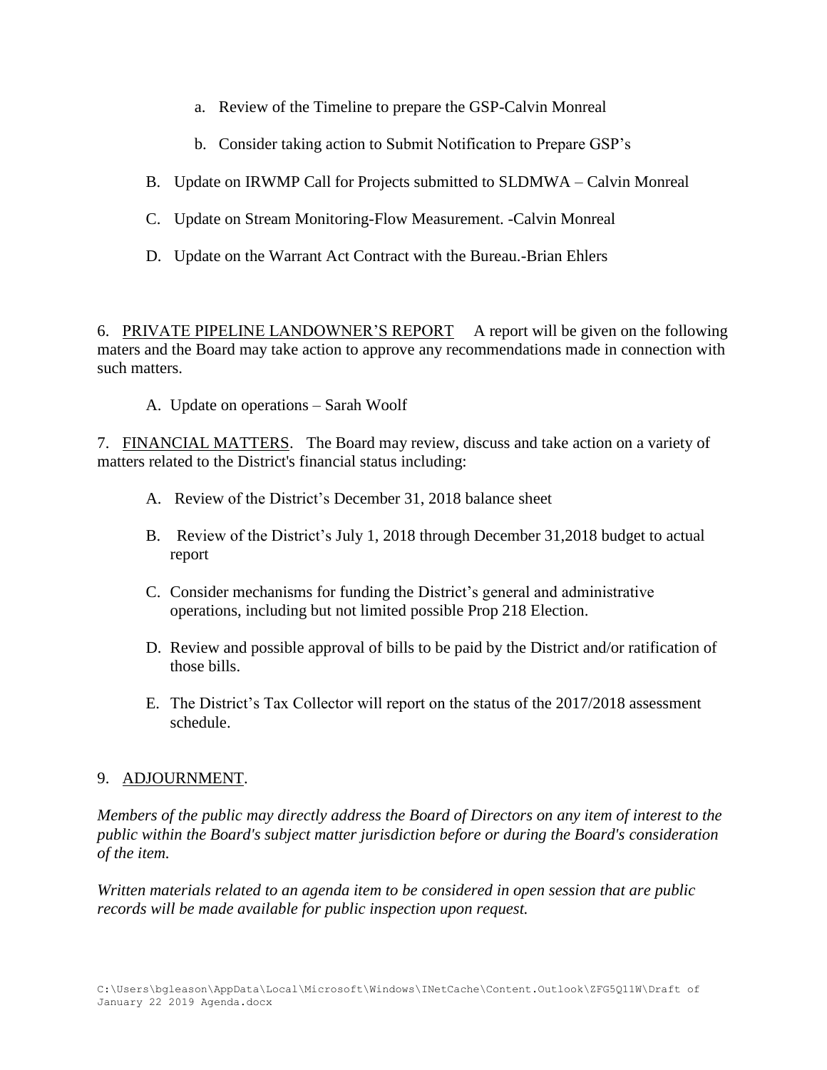a. Review of the Timeline to prepare the GSP-Calvin Monreal

b. Consider taking action to Submit Notification to Prepare GSP's

B. Update on IRWMP Call for Projects submitted to SLDMWA – Calvin Monreal

C. Update on Stream Monitoring-Flow Measurement. -Calvin Monreal

D. Update on the Warrant Act Contract with the Bureau.-Brian Ehlers

6. PRIVATE PIPELINE LANDOWNER'S REPORT A report will be given on the following maters and the Board may take action to approve any recommendations made in connection with such matters.

A. Update on operations – Sarah Woolf

7. FINANCIAL MATTERS. The Board may review, discuss and take action on a variety of matters related to the District's financial status including:

A. Review of the District's December 31, 2018 balance sheet

B. Review of the District's July 1, 2018 through December 31,2018 budget to actual report

C. Consider mechanisms for funding the District's general and administrative operations, including but not limited possible Prop 218 Election.

D. Review and possible approval of bills to be paid by the District and/or ratification of those bills.

E. The District's Tax Collector will report on the status of the 2017/2018 assessment schedule.

9. ADJOURNMENT.

*Members of the public may directly address the Board of Directors on any item of interest to the public within the Board's subject matter jurisdiction before or during the Board's consideration of the item.*

*Written materials related to an agenda item to be considered in open session that are public records will be made available for public inspection upon request.*

C:\Users\bgleason\AppData\Local\Microsoft\Windows\INetCache\Content.Outlook\ZFG5Q11W\Draft of January 22 2019 Agenda.docx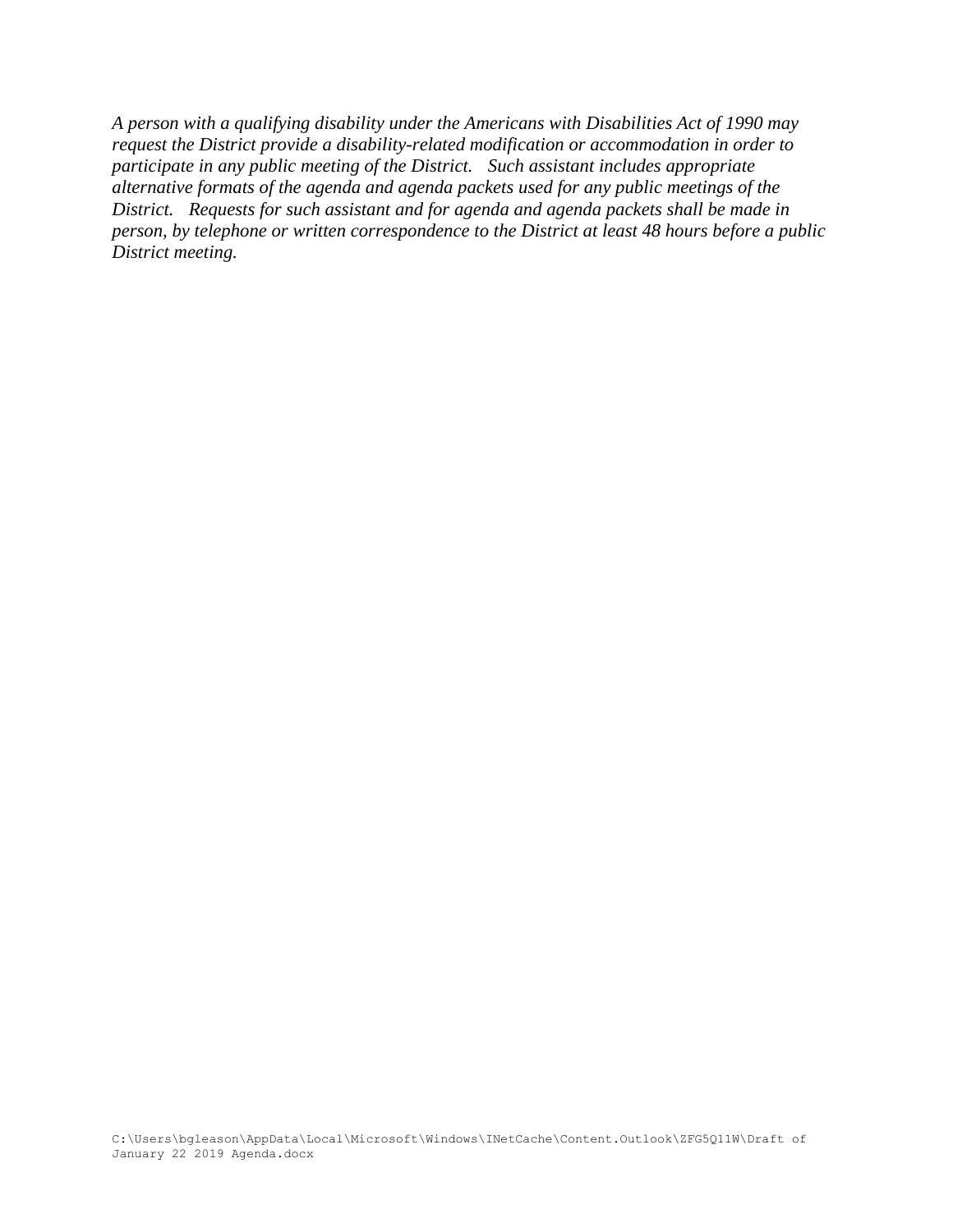*A person with a qualifying disability under the Americans with Disabilities Act of 1990 may request the District provide a disability-related modification or accommodation in order to participate in any public meeting of the District. Such assistant includes appropriate alternative formats of the agenda and agenda packets used for any public meetings of the District. Requests for such assistant and for agenda and agenda packets shall be made in person, by telephone or written correspondence to the District at least 48 hours before a public District meeting.*